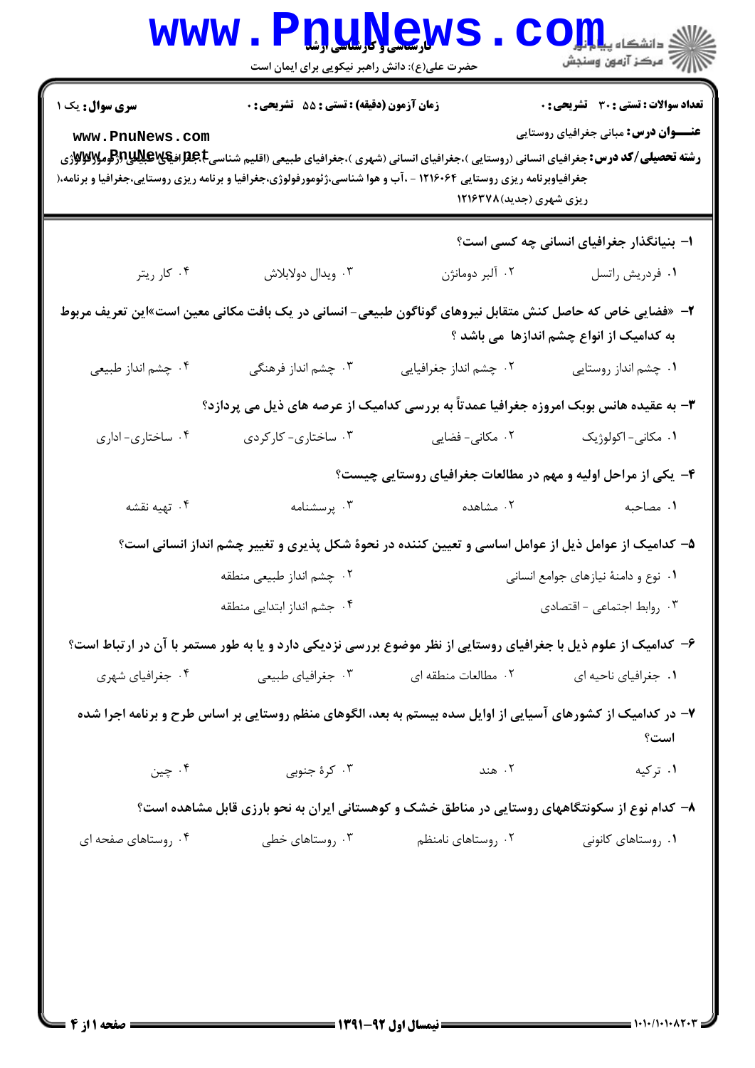**سری سوال:** یک ۱

**زمان آزمون (دقیقه) : تستی : ۵۵ تشریحی : ۰**

**تعداد سوالات : تستی : ۳۰ تشریحی : ۰**

**عنـــوان درس:** مبانی جغرافیای روستایی

**رشته تحصیلی/کد درس:** جغرافیای انسانی (روستایی )،جغرافیای انسانی (شهری )،جغرافیای طبیعی (اقلیم شناسی)،جغرافیای طبیعی (ژئومورفولوژی) جغرافیاوبرنامه ریزی روستایی ۱۲۱۶۰۶۴ - ،آب و هوا شناسی،ژئومورفولوژی،جغرافیا و برنامه ریزی روستایی،جغرافیا و برنامه‌( ریزی شهری (جدید)۱۲۱۶۳۷۸

۱- بنیانگذار جغرافیای انسانی چه کسی است؟

۱. فردریش راتسل
۲. آلبر دومانژن
۳. ویدال دولابلاش
۴. کار ریتر

۲- «فضایی خاص که حاصل کنش متقابل نیروهای گوناگون طبیعی- انسانی در یک بافت مکانی معین است»این تعریف مربوط به کدامیک از انواع چشم اندازها می باشد ؟

۱. چشم انداز روستایی
۲. چشم انداز جغرافیایی
۳. چشم انداز فرهنگی
۴. چشم انداز طبیعی

۳- به عقیده هانس بوبک امروزه جغرافیا عمدتاً به بررسی کدامیک از عرصه های ذیل می پردازد؟

۱. مکانی- اکولوژیک
۲. مکانی- فضایی
۳. ساختاری- کارکردی
۴. ساختاری- اداری

۴- یکی از مراحل اولیه و مهم در مطالعات جغرافیای روستایی چیست؟

۱. مصاحبه
۲. مشاهده
۳. پرسشنامه
۴. تهیه نقشه

۵- کدامیک از عوامل ذیل از عوامل اساسی و تعیین کننده در نحوهٔ شکل پذیری و تغییر چشم انداز انسانی است؟

۱. نوع و دامنهٔ نیازهای جوامع انسانی
۲. چشم انداز طبیعی منطقه
۳. روابط اجتماعی - اقتصادی
۴. جشم انداز ابتدایی منطقه

۶- کدامیک از علوم ذیل با جغرافیای روستایی از نظر موضوع بررسی نزدیکی دارد و یا به طور مستمر با آن در ارتباط است؟

۱. جغرافیای ناحیه ای
۲. مطالعات منطقه ای
۳. جغرافیای طبیعی
۴. جغرافیای شهری

۷- در کدامیک از کشورهای آسیایی از اوایل سده بیستم به بعد، الگوهای منظم روستایی بر اساس طرح و برنامه اجرا شده است؟

۱. ترکیه
۲. هند
۳. کرهٔ جنوبی
۴. چین

۸- کدام نوع از سکونتگاههای روستایی در مناطق خشک و کوهستانی ایران به نحو بارزی قابل مشاهده است؟

۱. روستاهای کانونی
۲. روستاهای نامنظم
۳. روستاهای خطی
۴. روستاهای صفحه ای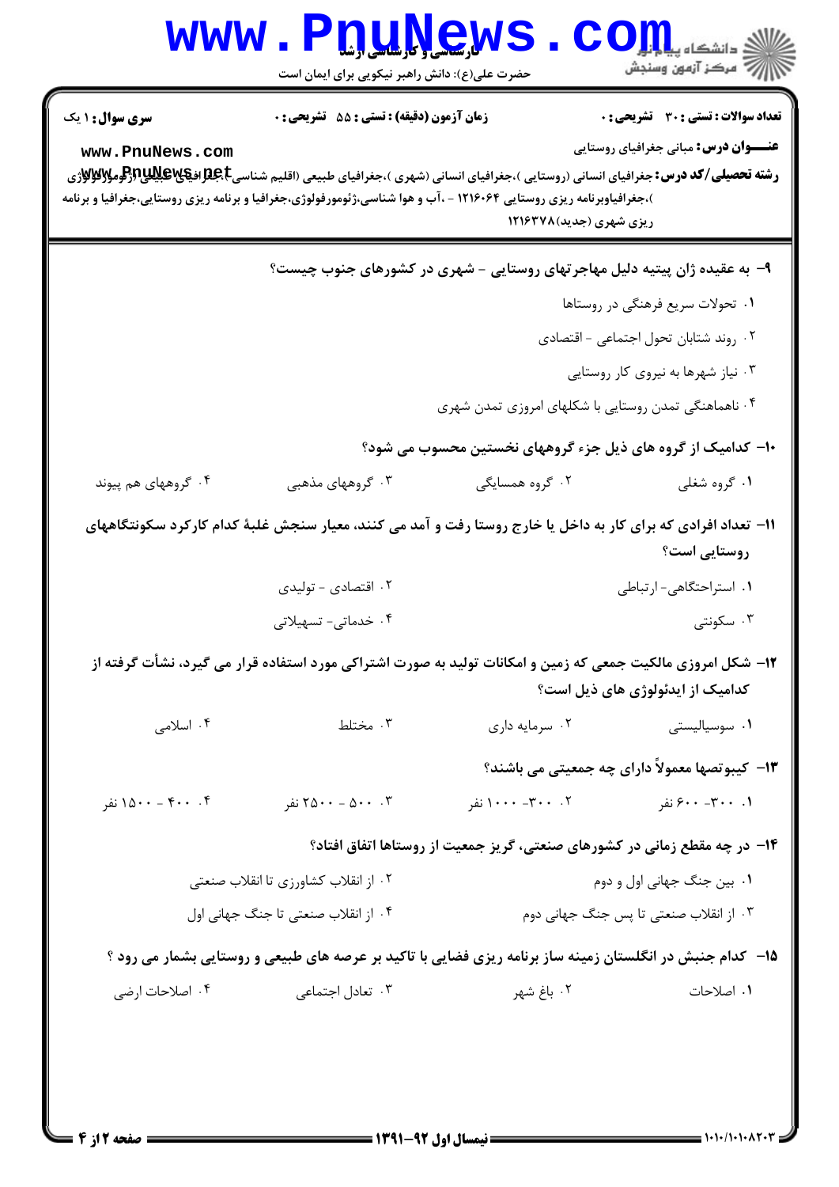**سری سوال:** ۱ یک

**زمان آزمون (دقیقه) : تستی : ۵۵ تشریحی : ۰**

**تعداد سوالات : تستی : ۳۰ تشریحی : ۰**

**عنـــوان درس:** مبانی جغرافیای روستایی

**رشته تحصیلی/کد درس:** جغرافیای انسانی (روستایی )،جغرافیای انسانی (شهری )،جغرافیای طبیعی (اقلیم شناسی )،جغرافیای طبیعی (ژئومورفولوژی )،جغرافیاوبرنامه ریزی روستایی ۱۲۱۶۰۶۴ - ،آب و هوا شناسی،ژئومورفولوژی،جغرافیا و برنامه ریزی روستایی،جغرافیا و برنامه ریزی شهری (جدید)۱۲۱۶۳۷۸

**۹- به عقیده ژان پیتیه دلیل مهاجرتهای روستایی - شهری در کشورهای جنوب چیست؟**

۱. تحولات سریع فرهنگی در روستاها

۲. روند شتابان تحول اجتماعی - اقتصادی

۳. نیاز شهرها به نیروی کار روستایی

۴. ناهماهنگی تمدن روستایی با شکلهای امروزی تمدن شهری

**۱۰- کدامیک از گروه های ذیل جزء گروههای نخستین محسوب می شود؟**

۱. گروه شغلی
۲. گروه همسایگی
۳. گروههای مذهبی
۴. گروههای هم پیوند

**۱۱- تعداد افرادی که برای کار به داخل یا خارج روستا رفت و آمد می کنند، معیار سنجش غلبهٔ کدام کارکرد سکونتگاههای روستایی است؟**

۱. استراحتگاهی- ارتباطی
۲. اقتصادی - تولیدی
۳. سکونتی
۴. خدماتی- تسهیلاتی

**۱۲- شکل امروزی مالکیت جمعی که زمین و امکانات تولید به صورت اشتراکی مورد استفاده قرار می گیرد، نشأت گرفته از کدامیک از ایدئولوژی های ذیل است؟**

۱. سوسیالیستی
۲. سرمایه داری
۳. مختلط
۴. اسلامی

**۱۳- کیبوتصها معمولاً دارای چه جمعیتی می باشند؟**

۱. ۳۰۰- ۶۰۰ نفر
۲. ۳۰۰- ۱۰۰۰ نفر
۳. ۵۰۰ - ۲۵۰۰ نفر
۴. ۴۰۰ - ۱۵۰۰ نفر

**۱۴- در چه مقطع زمانی در کشورهای صنعتی، گریز جمعیت از روستاها اتفاق افتاد؟**

۱. بین جنگ جهانی اول و دوم

۲. از انقلاب کشاورزی تا انقلاب صنعتی

۳. از انقلاب صنعتی تا پس جنگ جهانی دوم

۴. از انقلاب صنعتی تا جنگ جهانی اول

**۱۵- کدام جنبش در انگلستان زمینه ساز برنامه ریزی فضایی با تاکید بر عرصه های طبیعی و روستایی بشمار می رود ؟**

۱. اصلاحات
۲. باغ شهر
۳. تعادل اجتماعی
۴. اصلاحات ارضی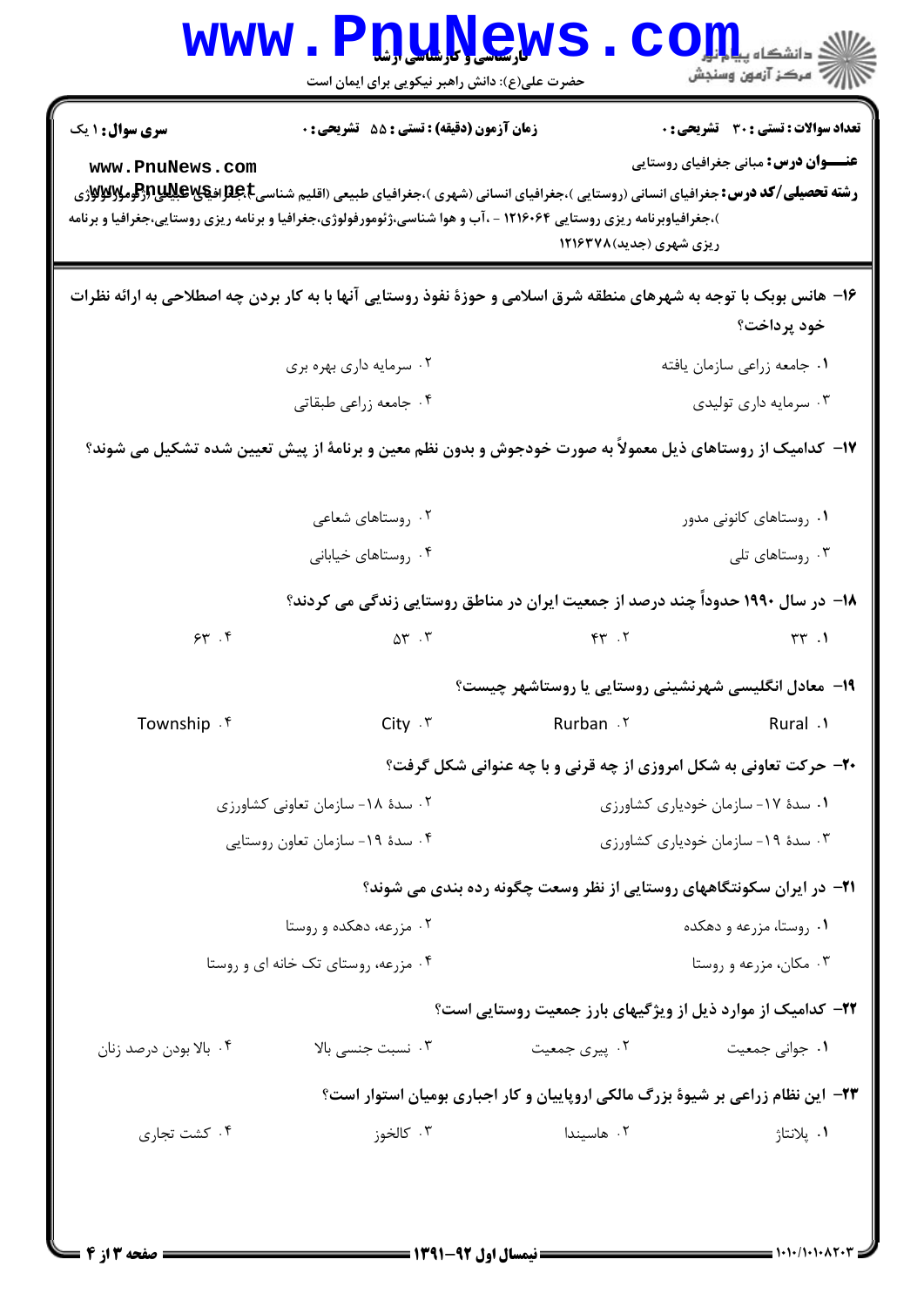سری سوال: ۱ یک | زمان آزمون (دقیقه): تستی: ۵۵ تشریحی: ۰ | تعداد سوالات: تستی: ۳۰ تشریحی: ۰

**عنـــوان درس:** مبانی جغرافیای روستایی

**رشته تحصیلی/کد درس:** جغرافیای انسانی (روستایی )،جغرافیای انسانی (شهری )،جغرافیای طبیعی (اقلیم شناسی )،جغرافیای طبیعی (ژئومورفولوژی )،جغرافیاوبرنامه ریزی روستایی ۱۲۱۶۰۶۴ - ،آب و هوا شناسی،ژئومورفولوژی،جغرافیا و برنامه ریزی روستایی،جغرافیا و برنامه ریزی شهری (جدید)۱۲۱۶۳۷۸

۱۶- هانس بوبک با توجه به شهرهای منطقه شرق اسلامی و حوزهٔ نفوذ روستایی آنها با به کار بردن چه اصطلاحی به ارائه نظرات خود پرداخت؟

۱. جامعه زراعی سازمان یافته
۲. سرمایه داری بهره بری
۳. سرمایه داری تولیدی
۴. جامعه زراعی طبقاتی

۱۷- کدامیک از روستاهای ذیل معمولاً به صورت خودجوش و بدون نظم معین و برنامهٔ از پیش تعیین شده تشکیل می شوند؟

۱. روستاهای کانونی مدور
۲. روستاهای شعاعی
۳. روستاهای تلی
۴. روستاهای خیابانی

۱۸- در سال ۱۹۹۰ حدوداً چند درصد از جمعیت ایران در مناطق روستایی زندگی می کردند؟

۱. ۳۳
۲. ۴۳
۳. ۵۳
۴. ۶۳

۱۹- معادل انگلیسی شهرنشینی روستایی یا روستاشهر چیست؟

۱. Rural
۲. Rurban
۳. City
۴. Township

۲۰- حرکت تعاونی به شکل امروزی از چه قرنی و با چه عنوانی شکل گرفت؟

۱. سدهٔ ۱۷- سازمان خودیاری کشاورزی
۲. سدهٔ ۱۸- سازمان تعاونی کشاورزی
۳. سدهٔ ۱۹- سازمان خودیاری کشاورزی
۴. سدهٔ ۱۹- سازمان تعاون روستایی

۲۱- در ایران سکونتگاههای روستایی از نظر وسعت چگونه رده بندی می شوند؟

۱. روستا، مزرعه و دهکده
۲. مزرعه، دهکده و روستا
۳. مکان، مزرعه و روستا
۴. مزرعه، روستای تک خانه ای و روستا

۲۲- کدامیک از موارد ذیل از ویژگیهای بارز جمعیت روستایی است؟

۱. جوانی جمعیت
۲. پیری جمعیت
۳. نسبت جنسی بالا
۴. بالا بودن درصد زنان

۲۳- این نظام زراعی بر شیوهٔ بزرگ مالکی اروپاییان و کار اجباری بومیان استوار است؟

۱. پلانتاژ
۲. هاسیندا
۳. کالخوز
۴. کشت تجاری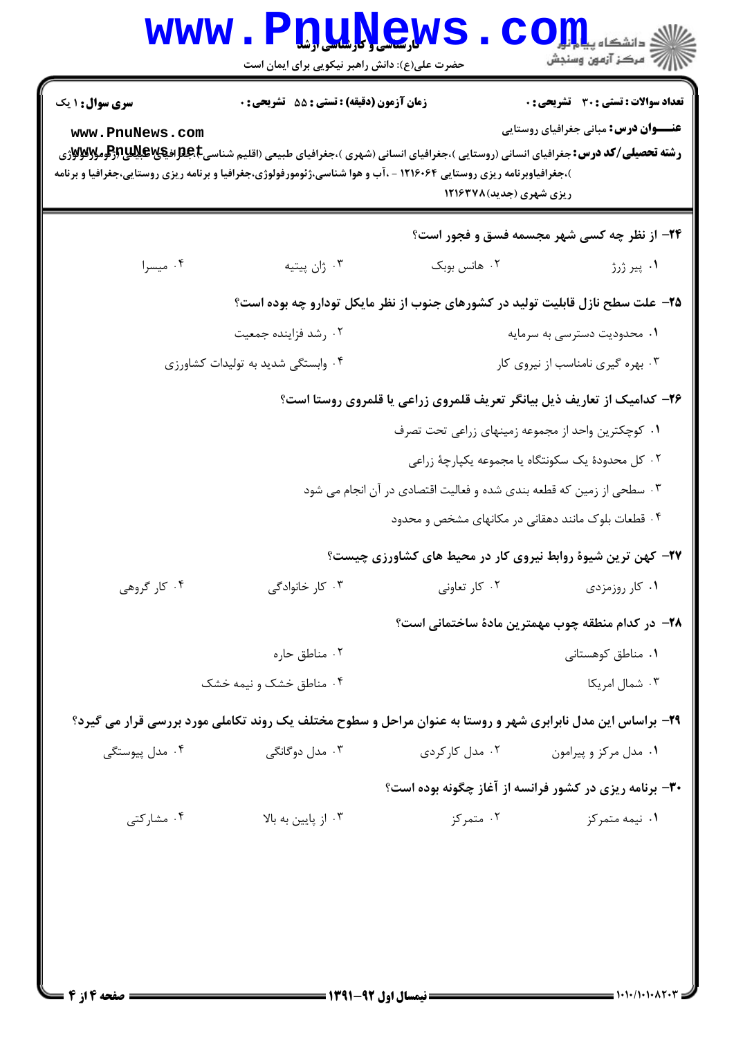**سری سوال:** ۱ یک

**زمان آزمون (دقیقه) : تستی : ۵۵ تشریحی : ۰**

**تعداد سوالات : تستی : ۳۰ تشریحی : ۰**

**عنـــوان درس:** مبانی جغرافیای روستایی

**رشته تحصیلی/کد درس:** جغرافیای انسانی (روستایی )،جغرافیای انسانی (شهری )،جغرافیای طبیعی (اقلیم شناسی)،جغرافیای طبیعی (ژئومورفولوژی )،جغرافیاوبرنامه ریزی روستایی ۱۲۱۶۰۶۴ - ،آب و هوا شناسی،ژئومورفولوژی،جغرافیا و برنامه ریزی روستایی،جغرافیا و برنامه ریزی شهری (جدید)۱۲۱۶۳۷۸

**۲۴- از نظر چه کسی شهر مجسمه فسق و فجور است؟**

۱. پیر ژرژ
۲. هانس بوبک
۳. ژان پیتیه
۴. میسرا

**۲۵- علت سطح نازل قابلیت تولید در کشورهای جنوب از نظر مایکل تودارو چه بوده است؟**

۱. محدودیت دسترسی به سرمایه
۲. رشد فزاینده جمعیت
۳. بهره گیری نامناسب از نیروی کار
۴. وابستگی شدید به تولیدات کشاورزی

**۲۶- کدامیک از تعاریف ذیل بیانگر تعریف قلمروی زراعی یا قلمروی روستا است؟**

۱. کوچکترین واحد از مجموعه زمینهای زراعی تحت تصرف
۲. کل محدودهٔ یک سکونتگاه یا مجموعه یکپارچهٔ زراعی
۳. سطحی از زمین که قطعه بندی شده و فعالیت اقتصادی در آن انجام می شود
۴. قطعات بلوک مانند دهقانی در مکانهای مشخص و محدود

**۲۷- کهن ترین شیوهٔ روابط نیروی کار در محیط های کشاورزی چیست؟**

۱. کار روزمزدی
۲. کار تعاونی
۳. کار خانوادگی
۴. کار گروهی

**۲۸- در کدام منطقه چوب مهمترین مادهٔ ساختمانی است؟**

۱. مناطق کوهستانی
۲. مناطق حاره
۳. شمال امریکا
۴. مناطق خشک و نیمه خشک

**۲۹- براساس این مدل نابرابری شهر و روستا به عنوان مراحل و سطوح مختلف یک روند تکاملی مورد بررسی قرار می گیرد؟**

۱. مدل مرکز و پیرامون
۲. مدل کارکردی
۳. مدل دوگانگی
۴. مدل پیوستگی

**۳۰- برنامه ریزی در کشور فرانسه از آغاز چگونه بوده است؟**

۱. نیمه متمرکز
۲. متمرکز
۳. از پایین به بالا
۴. مشارکتی